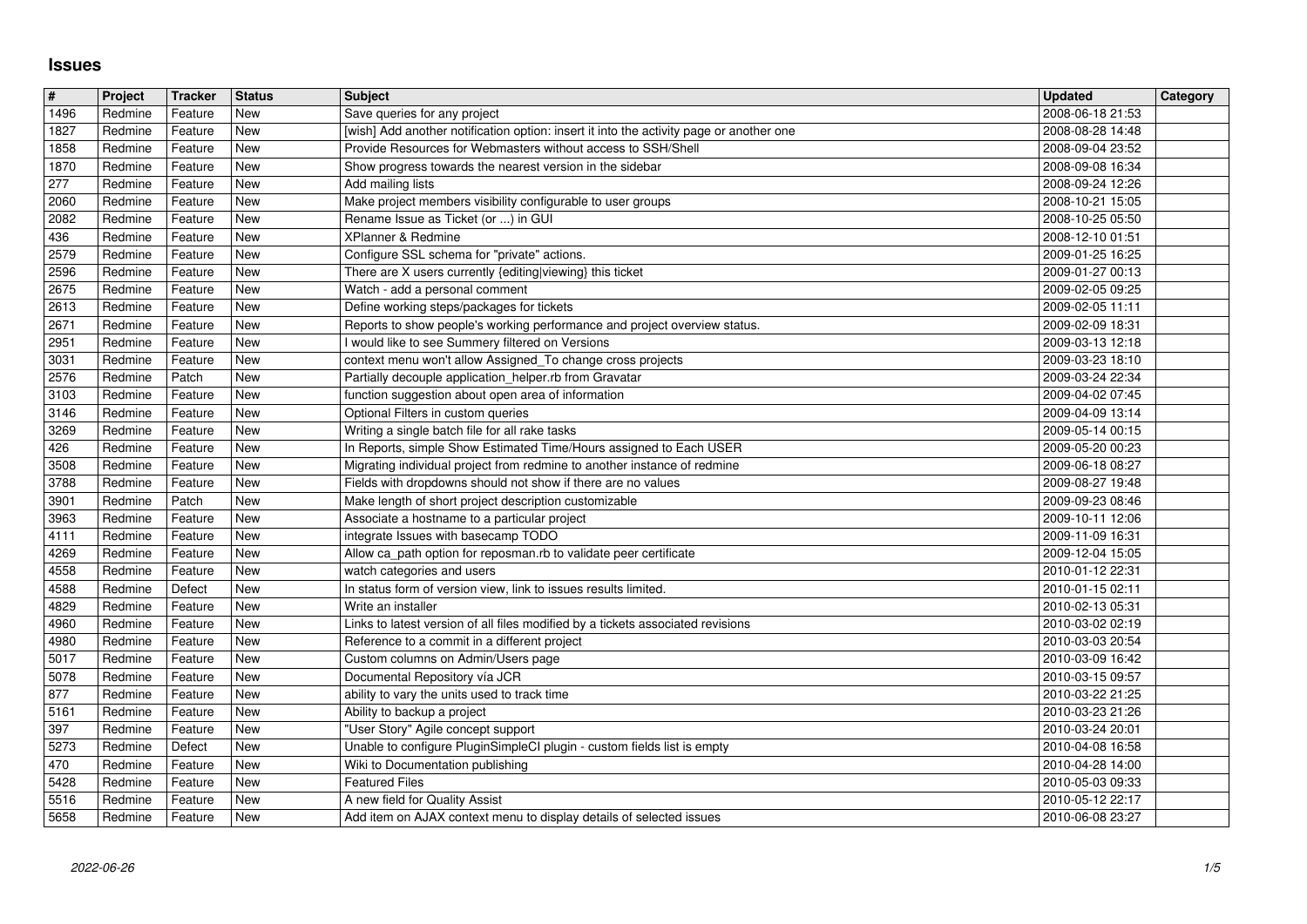# Issues

| # | Project | Tracker | Status | Subject | Updated | Category |
|---|---|---|---|---|---|---|
| 1496 | Redmine | Feature | New | Save queries for any project | 2008-06-18 21:53 | |
| 1827 | Redmine | Feature | New | [wish] Add another notification option: insert it into the activity page or another one | 2008-08-28 14:48 | |
| 1858 | Redmine | Feature | New | Provide Resources for Webmasters without access to SSH/Shell | 2008-09-04 23:52 | |
| 1870 | Redmine | Feature | New | Show progress towards the nearest version in the sidebar | 2008-09-08 16:34 | |
| 277 | Redmine | Feature | New | Add mailing lists | 2008-09-24 12:26 | |
| 2060 | Redmine | Feature | New | Make project members visibility configurable to user groups | 2008-10-21 15:05 | |
| 2082 | Redmine | Feature | New | Rename Issue as Ticket (or ...) in GUI | 2008-10-25 05:50 | |
| 436 | Redmine | Feature | New | XPlanner & Redmine | 2008-12-10 01:51 | |
| 2579 | Redmine | Feature | New | Configure SSL schema for "private" actions. | 2009-01-25 16:25 | |
| 2596 | Redmine | Feature | New | There are X users currently {editing\|viewing} this ticket | 2009-01-27 00:13 | |
| 2675 | Redmine | Feature | New | Watch - add a personal comment | 2009-02-05 09:25 | |
| 2613 | Redmine | Feature | New | Define working steps/packages for tickets | 2009-02-05 11:11 | |
| 2671 | Redmine | Feature | New | Reports to show people's working performance and project overview status. | 2009-02-09 18:31 | |
| 2951 | Redmine | Feature | New | I would like to see Summery filtered on Versions | 2009-03-13 12:18 | |
| 3031 | Redmine | Feature | New | context menu won't allow Assigned_To change cross projects | 2009-03-23 18:10 | |
| 2576 | Redmine | Patch | New | Partially decouple application_helper.rb from Gravatar | 2009-03-24 22:34 | |
| 3103 | Redmine | Feature | New | function suggestion about open area of information | 2009-04-02 07:45 | |
| 3146 | Redmine | Feature | New | Optional Filters in custom queries | 2009-04-09 13:14 | |
| 3269 | Redmine | Feature | New | Writing a single batch file for all rake tasks | 2009-05-14 00:15 | |
| 426 | Redmine | Feature | New | In Reports, simple Show Estimated Time/Hours assigned to Each USER | 2009-05-20 00:23 | |
| 3508 | Redmine | Feature | New | Migrating individual project from redmine to another instance of redmine | 2009-06-18 08:27 | |
| 3788 | Redmine | Feature | New | Fields with dropdowns should not show if there are no values | 2009-08-27 19:48 | |
| 3901 | Redmine | Patch | New | Make length of short project description customizable | 2009-09-23 08:46 | |
| 3963 | Redmine | Feature | New | Associate a hostname to a particular project | 2009-10-11 12:06 | |
| 4111 | Redmine | Feature | New | integrate Issues with basecamp TODO | 2009-11-09 16:31 | |
| 4269 | Redmine | Feature | New | Allow ca_path option for reposman.rb to validate peer certificate | 2009-12-04 15:05 | |
| 4558 | Redmine | Feature | New | watch categories and users | 2010-01-12 22:31 | |
| 4588 | Redmine | Defect | New | In status form of version view, link to issues results limited. | 2010-01-15 02:11 | |
| 4829 | Redmine | Feature | New | Write an installer | 2010-02-13 05:31 | |
| 4960 | Redmine | Feature | New | Links to latest version of all files modified by a tickets associated revisions | 2010-03-02 02:19 | |
| 4980 | Redmine | Feature | New | Reference to a commit in a different project | 2010-03-03 20:54 | |
| 5017 | Redmine | Feature | New | Custom columns on Admin/Users page | 2010-03-09 16:42 | |
| 5078 | Redmine | Feature | New | Documental Repository vía JCR | 2010-03-15 09:57 | |
| 877 | Redmine | Feature | New | ability to vary the units used to track time | 2010-03-22 21:25 | |
| 5161 | Redmine | Feature | New | Ability to backup a project | 2010-03-23 21:26 | |
| 397 | Redmine | Feature | New | "User Story" Agile concept support | 2010-03-24 20:01 | |
| 5273 | Redmine | Defect | New | Unable to configure PluginSimpleCI plugin - custom fields list is empty | 2010-04-08 16:58 | |
| 470 | Redmine | Feature | New | Wiki to Documentation publishing | 2010-04-28 14:00 | |
| 5428 | Redmine | Feature | New | Featured Files | 2010-05-03 09:33 | |
| 5516 | Redmine | Feature | New | A new field for Quality Assist | 2010-05-12 22:17 | |
| 5658 | Redmine | Feature | New | Add item on AJAX context menu to display details of selected issues | 2010-06-08 23:27 | |

2022-06-26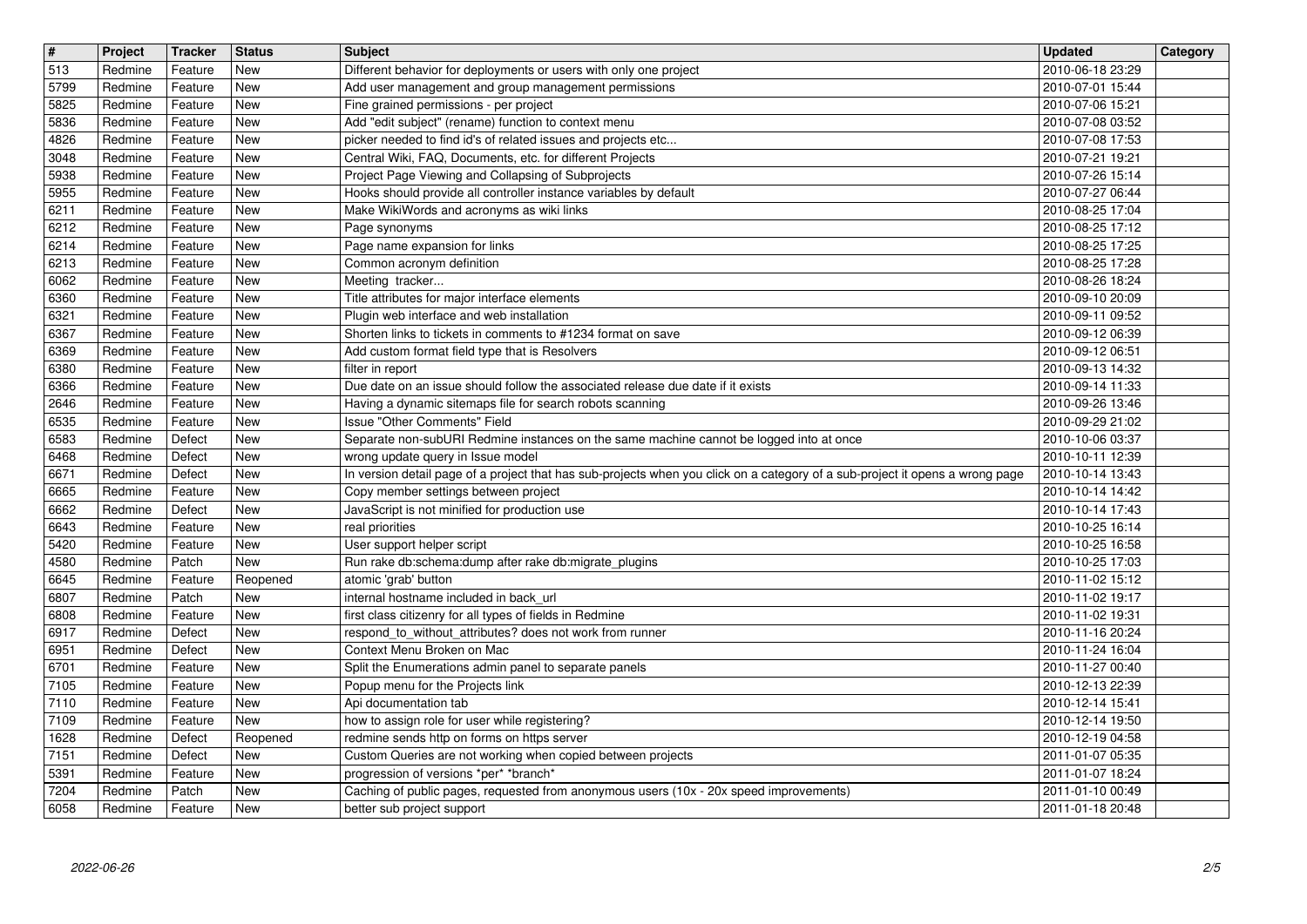| # | Project | Tracker | Status | Subject | Updated | Category |
|---|---|---|---|---|---|---|
| 513 | Redmine | Feature | New | Different behavior for deployments or users with only one project | 2010-06-18 23:29 | |
| 5799 | Redmine | Feature | New | Add user management and group management permissions | 2010-07-01 15:44 | |
| 5825 | Redmine | Feature | New | Fine grained permissions - per project | 2010-07-06 15:21 | |
| 5836 | Redmine | Feature | New | Add "edit subject" (rename) function to context menu | 2010-07-08 03:52 | |
| 4826 | Redmine | Feature | New | picker needed to find id's of related issues and projects etc... | 2010-07-08 17:53 | |
| 3048 | Redmine | Feature | New | Central Wiki, FAQ, Documents, etc. for different Projects | 2010-07-21 19:21 | |
| 5938 | Redmine | Feature | New | Project Page Viewing and Collapsing of Subprojects | 2010-07-26 15:14 | |
| 5955 | Redmine | Feature | New | Hooks should provide all controller instance variables by default | 2010-07-27 06:44 | |
| 6211 | Redmine | Feature | New | Make WikiWords and acronyms as wiki links | 2010-08-25 17:04 | |
| 6212 | Redmine | Feature | New | Page synonyms | 2010-08-25 17:12 | |
| 6214 | Redmine | Feature | New | Page name expansion for links | 2010-08-25 17:25 | |
| 6213 | Redmine | Feature | New | Common acronym definition | 2010-08-25 17:28 | |
| 6062 | Redmine | Feature | New | Meeting tracker... | 2010-08-26 18:24 | |
| 6360 | Redmine | Feature | New | Title attributes for major interface elements | 2010-09-10 20:09 | |
| 6321 | Redmine | Feature | New | Plugin web interface and web installation | 2010-09-11 09:52 | |
| 6367 | Redmine | Feature | New | Shorten links to tickets in comments to #1234 format on save | 2010-09-12 06:39 | |
| 6369 | Redmine | Feature | New | Add custom format field type that is Resolvers | 2010-09-12 06:51 | |
| 6380 | Redmine | Feature | New | filter in report | 2010-09-13 14:32 | |
| 6366 | Redmine | Feature | New | Due date on an issue should follow the associated release due date if it exists | 2010-09-14 11:33 | |
| 2646 | Redmine | Feature | New | Having a dynamic sitemaps file for search robots scanning | 2010-09-26 13:46 | |
| 6535 | Redmine | Feature | New | Issue "Other Comments" Field | 2010-09-29 21:02 | |
| 6583 | Redmine | Defect | New | Separate non-subURI Redmine instances on the same machine cannot be logged into at once | 2010-10-06 03:37 | |
| 6468 | Redmine | Defect | New | wrong update query in Issue model | 2010-10-11 12:39 | |
| 6671 | Redmine | Defect | New | In version detail page of a project that has sub-projects when you click on a category of a sub-project it opens a wrong page | 2010-10-14 13:43 | |
| 6665 | Redmine | Feature | New | Copy member settings between project | 2010-10-14 14:42 | |
| 6662 | Redmine | Defect | New | JavaScript is not minified for production use | 2010-10-14 17:43 | |
| 6643 | Redmine | Feature | New | real priorities | 2010-10-25 16:14 | |
| 5420 | Redmine | Feature | New | User support helper script | 2010-10-25 16:58 | |
| 4580 | Redmine | Patch | New | Run rake db:schema:dump after rake db:migrate_plugins | 2010-10-25 17:03 | |
| 6645 | Redmine | Feature | Reopened | atomic 'grab' button | 2010-11-02 15:12 | |
| 6807 | Redmine | Patch | New | internal hostname included in back_url | 2010-11-02 19:17 | |
| 6808 | Redmine | Feature | New | first class citizenry for all types of fields in Redmine | 2010-11-02 19:31 | |
| 6917 | Redmine | Defect | New | respond_to_without_attributes? does not work from runner | 2010-11-16 20:24 | |
| 6951 | Redmine | Defect | New | Context Menu Broken on Mac | 2010-11-24 16:04 | |
| 6701 | Redmine | Feature | New | Split the Enumerations admin panel to separate panels | 2010-11-27 00:40 | |
| 7105 | Redmine | Feature | New | Popup menu for the Projects link | 2010-12-13 22:39 | |
| 7110 | Redmine | Feature | New | Api documentation tab | 2010-12-14 15:41 | |
| 7109 | Redmine | Feature | New | how to assign role for user while registering? | 2010-12-14 19:50 | |
| 1628 | Redmine | Defect | Reopened | redmine sends http on forms on https server | 2010-12-19 04:58 | |
| 7151 | Redmine | Defect | New | Custom Queries are not working when copied between projects | 2011-01-07 05:35 | |
| 5391 | Redmine | Feature | New | progression of versions *per* *branch* | 2011-01-07 18:24 | |
| 7204 | Redmine | Patch | New | Caching of public pages, requested from anonymous users (10x - 20x speed improvements) | 2011-01-10 00:49 | |
| 6058 | Redmine | Feature | New | better sub project support | 2011-01-18 20:48 | |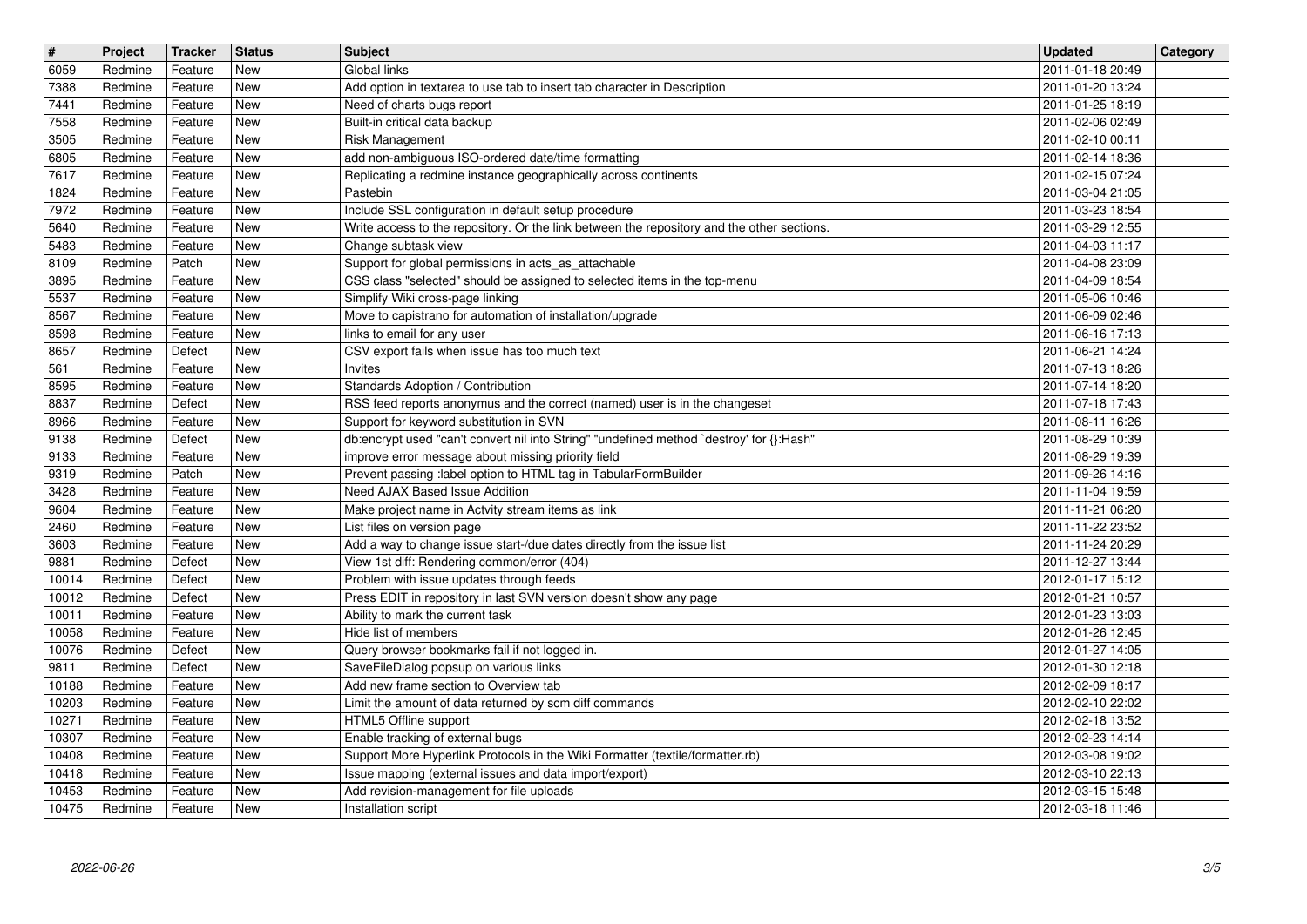| # | Project | Tracker | Status | Subject | Updated | Category |
| --- | --- | --- | --- | --- | --- | --- |
| 6059 | Redmine | Feature | New | Global links | 2011-01-18 20:49 | |
| 7388 | Redmine | Feature | New | Add option in textarea to use tab to insert tab character in Description | 2011-01-20 13:24 | |
| 7441 | Redmine | Feature | New | Need of charts bugs report | 2011-01-25 18:19 | |
| 7558 | Redmine | Feature | New | Built-in critical data backup | 2011-02-06 02:49 | |
| 3505 | Redmine | Feature | New | Risk Management | 2011-02-10 00:11 | |
| 6805 | Redmine | Feature | New | add non-ambiguous ISO-ordered date/time formatting | 2011-02-14 18:36 | |
| 7617 | Redmine | Feature | New | Replicating a redmine instance geographically across continents | 2011-02-15 07:24 | |
| 1824 | Redmine | Feature | New | Pastebin | 2011-03-04 21:05 | |
| 7972 | Redmine | Feature | New | Include SSL configuration in default setup procedure | 2011-03-23 18:54 | |
| 5640 | Redmine | Feature | New | Write access to the repository. Or the link between the repository and the other sections. | 2011-03-29 12:55 | |
| 5483 | Redmine | Feature | New | Change subtask view | 2011-04-03 11:17 | |
| 8109 | Redmine | Patch | New | Support for global permissions in acts_as_attachable | 2011-04-08 23:09 | |
| 3895 | Redmine | Feature | New | CSS class "selected" should be assigned to selected items in the top-menu | 2011-04-09 18:54 | |
| 5537 | Redmine | Feature | New | Simplify Wiki cross-page linking | 2011-05-06 10:46 | |
| 8567 | Redmine | Feature | New | Move to capistrano for automation of installation/upgrade | 2011-06-09 02:46 | |
| 8598 | Redmine | Feature | New | links to email for any user | 2011-06-16 17:13 | |
| 8657 | Redmine | Defect | New | CSV export fails when issue has too much text | 2011-06-21 14:24 | |
| 561 | Redmine | Feature | New | Invites | 2011-07-13 18:26 | |
| 8595 | Redmine | Feature | New | Standards Adoption / Contribution | 2011-07-14 18:20 | |
| 8837 | Redmine | Defect | New | RSS feed reports anonymus and the correct (named) user is in the changeset | 2011-07-18 17:43 | |
| 8966 | Redmine | Feature | New | Support for keyword substitution in SVN | 2011-08-11 16:26 | |
| 9138 | Redmine | Defect | New | db:encrypt used "can't convert nil into String" "undefined method `destroy' for {}:Hash" | 2011-08-29 10:39 | |
| 9133 | Redmine | Feature | New | improve error message about missing priority field | 2011-08-29 19:39 | |
| 9319 | Redmine | Patch | New | Prevent passing :label option to HTML tag in TabularFormBuilder | 2011-09-26 14:16 | |
| 3428 | Redmine | Feature | New | Need AJAX Based Issue Addition | 2011-11-04 19:59 | |
| 9604 | Redmine | Feature | New | Make project name in Actvity stream items as link | 2011-11-21 06:20 | |
| 2460 | Redmine | Feature | New | List files on version page | 2011-11-22 23:52 | |
| 3603 | Redmine | Feature | New | Add a way to change issue start-/due dates directly from the issue list | 2011-11-24 20:29 | |
| 9881 | Redmine | Defect | New | View 1st diff: Rendering common/error (404) | 2011-12-27 13:44 | |
| 10014 | Redmine | Defect | New | Problem with issue updates through feeds | 2012-01-17 15:12 | |
| 10012 | Redmine | Defect | New | Press EDIT in repository in last SVN version doesn't show any page | 2012-01-21 10:57 | |
| 10011 | Redmine | Feature | New | Ability to mark the current task | 2012-01-23 13:03 | |
| 10058 | Redmine | Feature | New | Hide list of members | 2012-01-26 12:45 | |
| 10076 | Redmine | Defect | New | Query browser bookmarks fail if not logged in. | 2012-01-27 14:05 | |
| 9811 | Redmine | Defect | New | SaveFileDialog popsup on various links | 2012-01-30 12:18 | |
| 10188 | Redmine | Feature | New | Add new frame section to Overview tab | 2012-02-09 18:17 | |
| 10203 | Redmine | Feature | New | Limit the amount of data returned by scm diff commands | 2012-02-10 22:02 | |
| 10271 | Redmine | Feature | New | HTML5 Offline support | 2012-02-18 13:52 | |
| 10307 | Redmine | Feature | New | Enable tracking of external bugs | 2012-02-23 14:14 | |
| 10408 | Redmine | Feature | New | Support More Hyperlink Protocols in the Wiki Formatter (textile/formatter.rb) | 2012-03-08 19:02 | |
| 10418 | Redmine | Feature | New | Issue mapping (external issues and data import/export) | 2012-03-10 22:13 | |
| 10453 | Redmine | Feature | New | Add revision-management for file uploads | 2012-03-15 15:48 | |
| 10475 | Redmine | Feature | New | Installation script | 2012-03-18 11:46 | |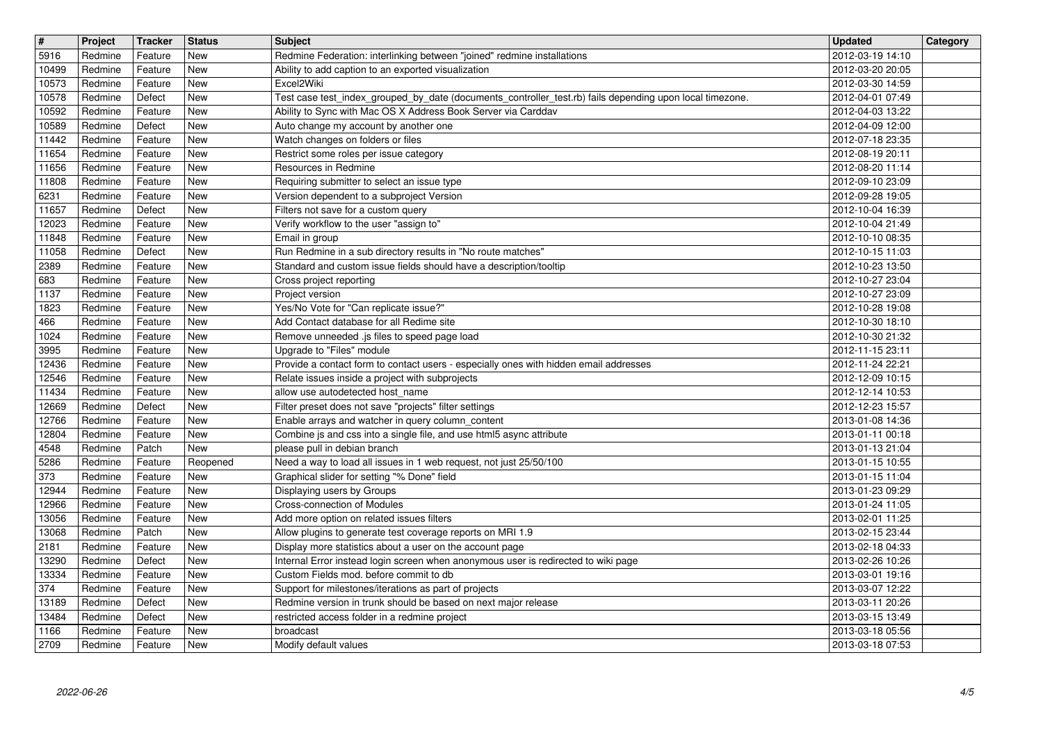| # | Project | Tracker | Status | Subject | Updated | Category |
| --- | --- | --- | --- | --- | --- | --- |
| 5916 | Redmine | Feature | New | Redmine Federation: interlinking between "joined" redmine installations | 2012-03-19 14:10 | |
| 10499 | Redmine | Feature | New | Ability to add caption to an exported visualization | 2012-03-20 20:05 | |
| 10573 | Redmine | Feature | New | Excel2Wiki | 2012-03-30 14:59 | |
| 10578 | Redmine | Defect | New | Test case test_index_grouped_by_date (documents_controller_test.rb) fails depending upon local timezone. | 2012-04-01 07:49 | |
| 10592 | Redmine | Feature | New | Ability to Sync with Mac OS X Address Book Server via Carddav | 2012-04-03 13:22 | |
| 10589 | Redmine | Defect | New | Auto change my account by another one | 2012-04-09 12:00 | |
| 11442 | Redmine | Feature | New | Watch changes on folders or files | 2012-07-18 23:35 | |
| 11654 | Redmine | Feature | New | Restrict some roles per issue category | 2012-08-19 20:11 | |
| 11656 | Redmine | Feature | New | Resources in Redmine | 2012-08-20 11:14 | |
| 11808 | Redmine | Feature | New | Requiring submitter to select an issue type | 2012-09-10 23:09 | |
| 6231 | Redmine | Feature | New | Version dependent to a subproject Version | 2012-09-28 19:05 | |
| 11657 | Redmine | Defect | New | Filters not save for a custom query | 2012-10-04 16:39 | |
| 12023 | Redmine | Feature | New | Verify workflow to the user "assign to" | 2012-10-04 21:49 | |
| 11848 | Redmine | Feature | New | Email in group | 2012-10-10 08:35 | |
| 11058 | Redmine | Defect | New | Run Redmine in a sub directory results in "No route matches" | 2012-10-15 11:03 | |
| 2389 | Redmine | Feature | New | Standard and custom issue fields should have a description/tooltip | 2012-10-23 13:50 | |
| 683 | Redmine | Feature | New | Cross project reporting | 2012-10-27 23:04 | |
| 1137 | Redmine | Feature | New | Project version | 2012-10-27 23:09 | |
| 1823 | Redmine | Feature | New | Yes/No Vote for "Can replicate issue?" | 2012-10-28 19:08 | |
| 466 | Redmine | Feature | New | Add Contact database for all Redime site | 2012-10-30 18:10 | |
| 1024 | Redmine | Feature | New | Remove unneeded .js files to speed page load | 2012-10-30 21:32 | |
| 3995 | Redmine | Feature | New | Upgrade to "Files" module | 2012-11-15 23:11 | |
| 12436 | Redmine | Feature | New | Provide a contact form to contact users - especially ones with hidden email addresses | 2012-11-24 22:21 | |
| 12546 | Redmine | Feature | New | Relate issues inside a project with subprojects | 2012-12-09 10:15 | |
| 11434 | Redmine | Feature | New | allow use autodetected host_name | 2012-12-14 10:53 | |
| 12669 | Redmine | Defect | New | Filter preset does not save "projects" filter settings | 2012-12-23 15:57 | |
| 12766 | Redmine | Feature | New | Enable arrays and watcher in query column_content | 2013-01-08 14:36 | |
| 12804 | Redmine | Feature | New | Combine js and css into a single file, and use html5 async attribute | 2013-01-11 00:18 | |
| 4548 | Redmine | Patch | New | please pull in debian branch | 2013-01-13 21:04 | |
| 5286 | Redmine | Feature | Reopened | Need a way to load all issues in 1 web request, not just 25/50/100 | 2013-01-15 10:55 | |
| 373 | Redmine | Feature | New | Graphical slider for setting "% Done" field | 2013-01-15 11:04 | |
| 12944 | Redmine | Feature | New | Displaying users by Groups | 2013-01-23 09:29 | |
| 12966 | Redmine | Feature | New | Cross-connection of Modules | 2013-01-24 11:05 | |
| 13056 | Redmine | Feature | New | Add more option on related issues filters | 2013-02-01 11:25 | |
| 13068 | Redmine | Patch | New | Allow plugins to generate test coverage reports on MRI 1.9 | 2013-02-15 23:44 | |
| 2181 | Redmine | Feature | New | Display more statistics about a user on the account page | 2013-02-18 04:33 | |
| 13290 | Redmine | Defect | New | Internal Error instead login screen when anonymous user is redirected to wiki page | 2013-02-26 10:26 | |
| 13334 | Redmine | Feature | New | Custom Fields mod. before commit to db | 2013-03-01 19:16 | |
| 374 | Redmine | Feature | New | Support for milestones/iterations as part of projects | 2013-03-07 12:22 | |
| 13189 | Redmine | Defect | New | Redmine version in trunk should be based on next major release | 2013-03-11 20:26 | |
| 13484 | Redmine | Defect | New | restricted access folder in a redmine project | 2013-03-15 13:49 | |
| 1166 | Redmine | Feature | New | broadcast | 2013-03-18 05:56 | |
| 2709 | Redmine | Feature | New | Modify default values | 2013-03-18 07:53 | |

2022-06-26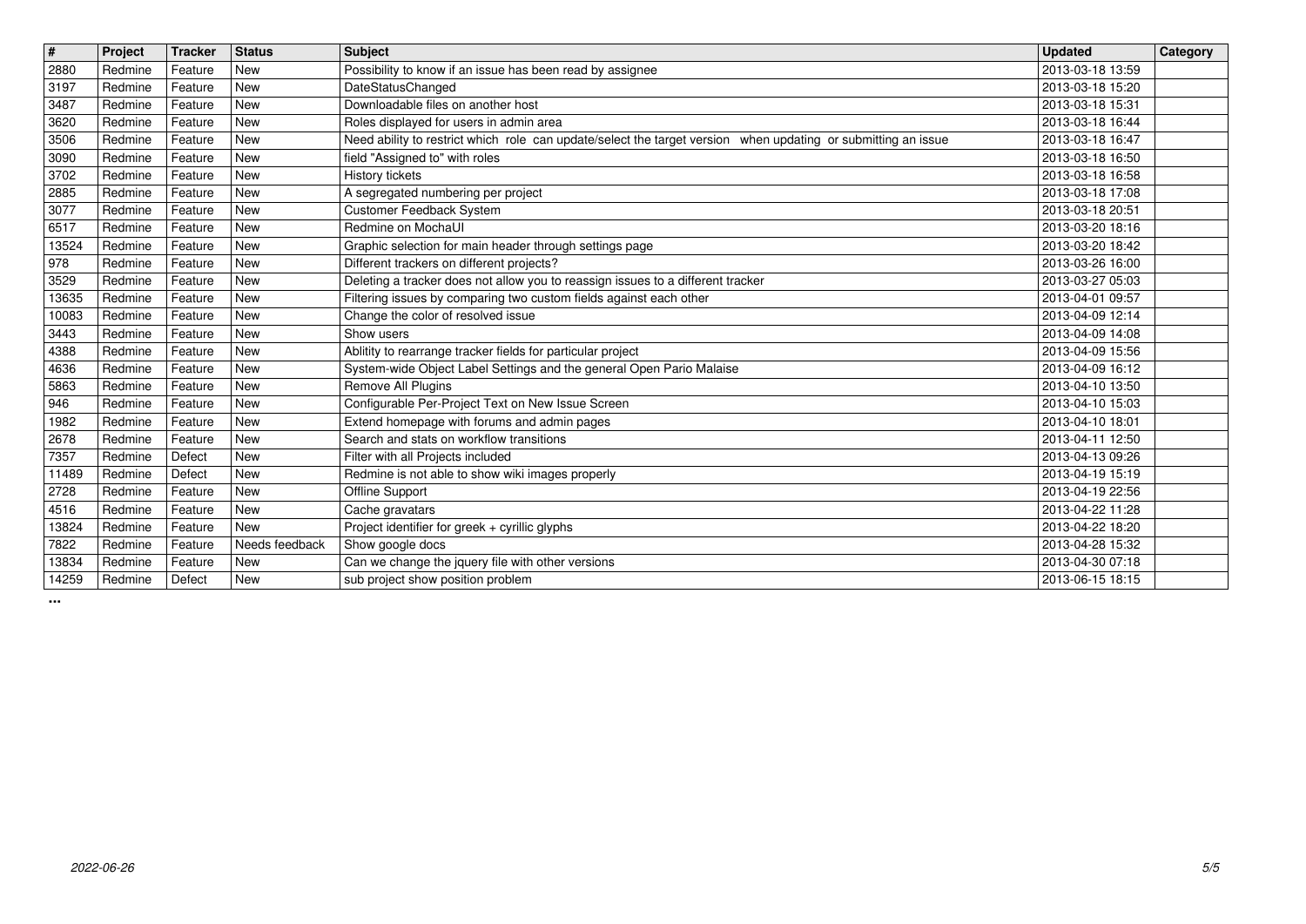| # | Project | Tracker | Status | Subject | Updated | Category |
|---|---|---|---|---|---|---|
| 2880 | Redmine | Feature | New | Possibility to know if an issue has been read by assignee | 2013-03-18 13:59 | |
| 3197 | Redmine | Feature | New | DateStatusChanged | 2013-03-18 15:20 | |
| 3487 | Redmine | Feature | New | Downloadable files on another host | 2013-03-18 15:31 | |
| 3620 | Redmine | Feature | New | Roles displayed for users in admin area | 2013-03-18 16:44 | |
| 3506 | Redmine | Feature | New | Need ability to restrict which role can update/select the target version when updating or submitting an issue | 2013-03-18 16:47 | |
| 3090 | Redmine | Feature | New | field "Assigned to" with roles | 2013-03-18 16:50 | |
| 3702 | Redmine | Feature | New | History tickets | 2013-03-18 16:58 | |
| 2885 | Redmine | Feature | New | A segregated numbering per project | 2013-03-18 17:08 | |
| 3077 | Redmine | Feature | New | Customer Feedback System | 2013-03-18 20:51 | |
| 6517 | Redmine | Feature | New | Redmine on MochaUI | 2013-03-20 18:16 | |
| 13524 | Redmine | Feature | New | Graphic selection for main header through settings page | 2013-03-20 18:42 | |
| 978 | Redmine | Feature | New | Different trackers on different projects? | 2013-03-26 16:00 | |
| 3529 | Redmine | Feature | New | Deleting a tracker does not allow you to reassign issues to a different tracker | 2013-03-27 05:03 | |
| 13635 | Redmine | Feature | New | Filtering issues by comparing two custom fields against each other | 2013-04-01 09:57 | |
| 10083 | Redmine | Feature | New | Change the color of resolved issue | 2013-04-09 12:14 | |
| 3443 | Redmine | Feature | New | Show users | 2013-04-09 14:08 | |
| 4388 | Redmine | Feature | New | Ablitity to rearrange tracker fields for particular project | 2013-04-09 15:56 | |
| 4636 | Redmine | Feature | New | System-wide Object Label Settings and the general Open Pario Malaise | 2013-04-09 16:12 | |
| 5863 | Redmine | Feature | New | Remove All Plugins | 2013-04-10 13:50 | |
| 946 | Redmine | Feature | New | Configurable Per-Project Text on New Issue Screen | 2013-04-10 15:03 | |
| 1982 | Redmine | Feature | New | Extend homepage with forums and admin pages | 2013-04-10 18:01 | |
| 2678 | Redmine | Feature | New | Search and stats on workflow transitions | 2013-04-11 12:50 | |
| 7357 | Redmine | Defect | New | Filter with all Projects included | 2013-04-13 09:26 | |
| 11489 | Redmine | Defect | New | Redmine is not able to show wiki images properly | 2013-04-19 15:19 | |
| 2728 | Redmine | Feature | New | Offline Support | 2013-04-19 22:56 | |
| 4516 | Redmine | Feature | New | Cache gravatars | 2013-04-22 11:28 | |
| 13824 | Redmine | Feature | New | Project identifier for greek + cyrillic glyphs | 2013-04-22 18:20 | |
| 7822 | Redmine | Feature | Needs feedback | Show google docs | 2013-04-28 15:32 | |
| 13834 | Redmine | Feature | New | Can we change the jquery file with other versions | 2013-04-30 07:18 | |
| 14259 | Redmine | Defect | New | sub project show position problem | 2013-06-15 18:15 | |

...